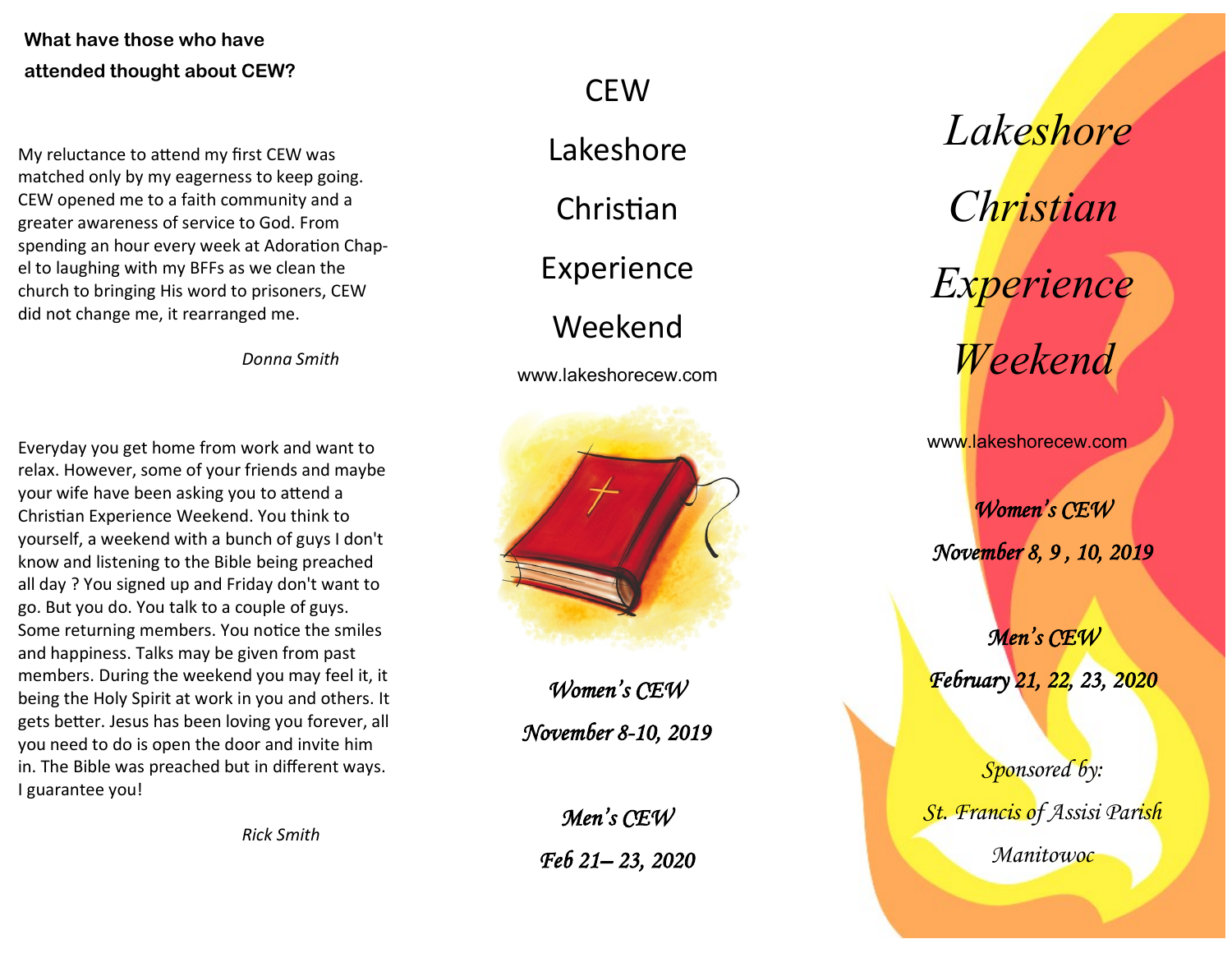**What have those who have attended thought about CEW?**

My reluctance to attend my first CEW was matched only by my eagerness to keep going. CEW opened me to a faith community and a greater awareness of service to God. From spending an hour every week at Adoration Chapel to laughing with my BFFs as we clean the church to bringing His word to prisoners, CEW did not change me, it rearranged me.

*Donna Smith*

Everyday you get home from work and want to relax. However, some of your friends and maybe your wife have been asking you to attend a Christian Experience Weekend. You think to yourself, a weekend with a bunch of guys I don't know and listening to the Bible being preached all day ? You signed up and Friday don't want to go. But you do. You talk to a couple of guys. Some returning members. You notice the smiles and happiness. Talks may be given from past members. During the weekend you may feel it, it being the Holy Spirit at work in you and others. It gets better. Jesus has been loving you forever, all you need to do is open the door and invite him in. The Bible was preached but in different ways. I guarantee you!

*Rick Smith*

# CEW

# Lakeshore Christian Experience Weekend

www.lakeshorecew.com

*Women's CEW*

*November 8-10, 2019*

*Men's CEW*

*Feb 21– 23, 2020*

# *Lakeshore Christian Experience Weekend*

www.lakeshorecew.com

*Women's CEW*

*November 8, 9 , 10, 2019*

*Men's CEW*

*February 21, 22, 23, 2020*

*Sponsored by:*

*St. Francis of Assisi Parish*

*Manitowoc*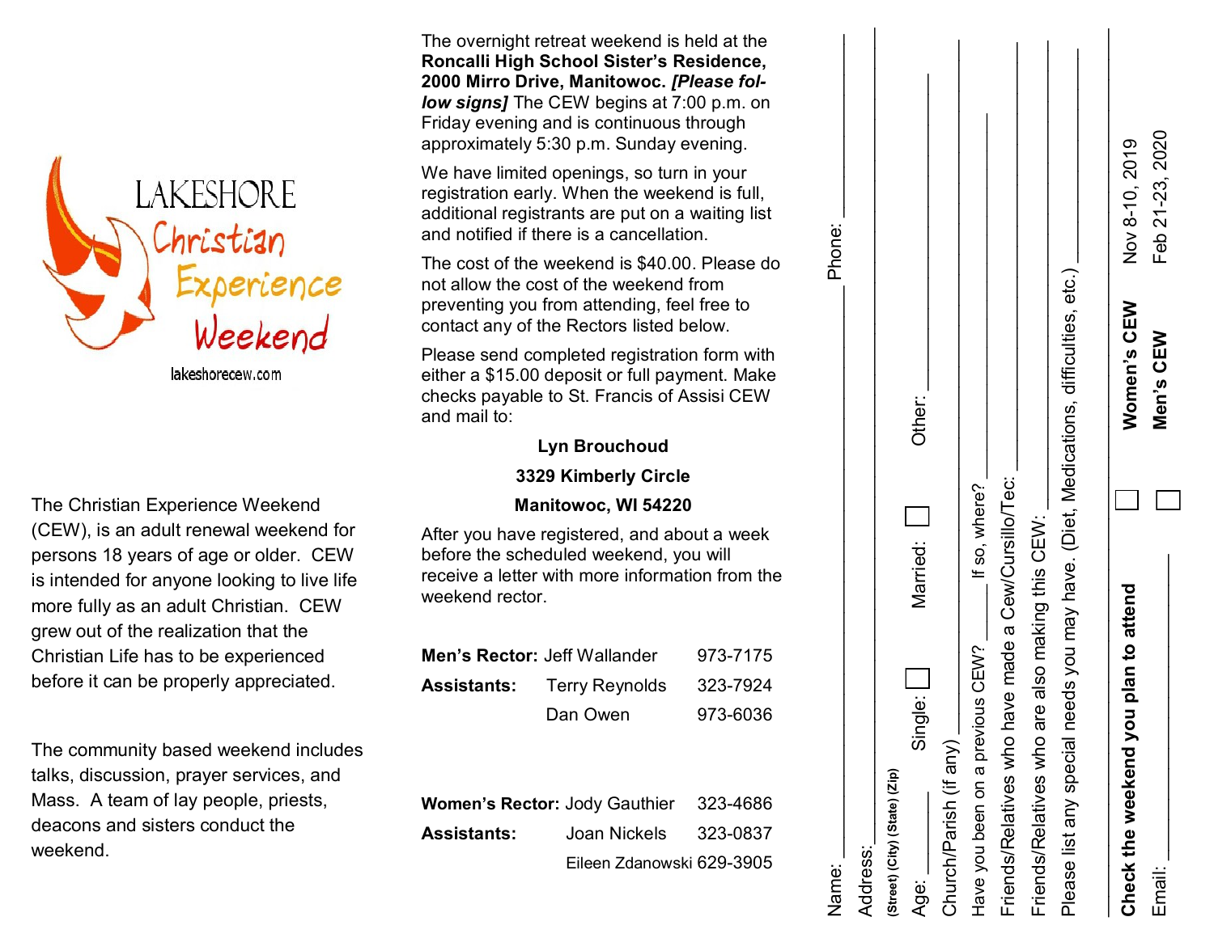# LAKESHORE Christian Experience Weekend

lakeshorecew.com

The Christian Experience Weekend (CEW), is an adult renewal weekend for persons 18 years of age or older. CEW is intended for anyone looking to live life more fully as an adult Christian. CEW grew out of the realization that the Christian Life has to be experienced before it can be properly appreciated.

The community based weekend includes talks, discussion, prayer services, and Mass. A team of lay people, priests, deacons and sisters conduct the weekend.

The overnight retreat weekend is held at the **Roncalli High School Sister's Residence, 2000 Mirro Drive, Manitowoc.** ***[Please follow signs]*** The CEW begins at 7:00 p.m. on Friday evening and is continuous through approximately 5:30 p.m. Sunday evening.

We have limited openings, so turn in your registration early. When the weekend is full, additional registrants are put on a waiting list and notified if there is a cancellation.

The cost of the weekend is $40.00. Please do not allow the cost of the weekend from preventing you from attending, feel free to contact any of the Rectors listed below.

Please send completed registration form with either a $15.00 deposit or full payment. Make checks payable to St. Francis of Assisi CEW and mail to:

**Lyn Brouchoud**
**3329 Kimberly Circle**
**Manitowoc, WI 54220**

After you have registered, and about a week before the scheduled weekend, you will receive a letter with more information from the weekend rector.

| | | |
|---|---|---|
| **Men's Rector:** | Jeff Wallander | 973-7175 |
| **Assistants:** | Terry Reynolds | 323-7924 |
| | Dan Owen | 973-6036 |

| | | |
|---|---|---|
| **Women's Rector:** | Jody Gauthier | 323-4686 |
| **Assistants:** | Joan Nickels | 323-0837 |
| | Eileen Zdanowski | 629-3905 |

Name: ______________________ Phone: ____________

Address: ____________________________________

(Street) (City) (State) (Zip)

Age: ______ Single: ☐ Married: ☐ Other: ________

Church/Parish (if any) ______________________________

Have you been on a previous CEW? ______ If so, where? ________

Friends/Relatives who have made a Cew/Cursillo/Tec: ________

Friends/Relatives who are also making this CEW: ________

Please list any special needs you may have. (Diet, Medications, difficulties, etc.) ________

**Check the weekend you plan to attend**

☐ **Women's CEW** Nov 8-10, 2019

☐ **Men's CEW** Feb 21-23, 2020

Email: ____________________________________